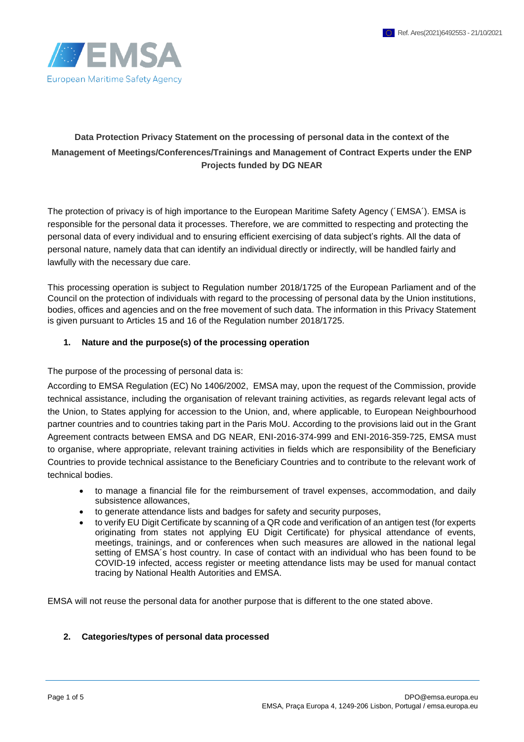# Data Protection Privacy Statement on the processing of personal data in the context of the Management of Meetings/Conferences/Trainings and Management of Contract Experts under the ENP Projects funded by DG NEAR

The protection of privacy is of high importance to the European Maritime Safety Agency (´EMSA´). EMSA is responsible for the personal data it processes. Therefore, we are committed to respecting and protecting the personal data of every individual and to ensuring efficient exercising of data subject's rights. All the data of personal nature, namely data that can identify an individual directly or indirectly, will be handled fairly and lawfully with the necessary due care.

This processing operation is subject to Regulation number 2018/1725 of the European Parliament and of the Council on the protection of individuals with regard to the processing of personal data by the Union institutions, bodies, offices and agencies and on the free movement of such data. The information in this Privacy Statement is given pursuant to Articles 15 and 16 of the Regulation number 2018/1725.

## 1. Nature and the purpose(s) of the processing operation

The purpose of the processing of personal data is:

According to EMSA Regulation (EC) No 1406/2002, EMSA may, upon the request of the Commission, provide technical assistance, including the organisation of relevant training activities, as regards relevant legal acts of the Union, to States applying for accession to the Union, and, where applicable, to European Neighbourhood partner countries and to countries taking part in the Paris MoU. According to the provisions laid out in the Grant Agreement contracts between EMSA and DG NEAR, ENI-2016-374-999 and ENI-2016-359-725, EMSA must to organise, where appropriate, relevant training activities in fields which are responsibility of the Beneficiary Countries to provide technical assistance to the Beneficiary Countries and to contribute to the relevant work of technical bodies.

- to manage a financial file for the reimbursement of travel expenses, accommodation, and daily subsistence allowances,
- to generate attendance lists and badges for safety and security purposes,
- to verify EU Digit Certificate by scanning of a QR code and verification of an antigen test (for experts originating from states not applying EU Digit Certificate) for physical attendance of events, meetings, trainings, and or conferences when such measures are allowed in the national legal setting of EMSA´s host country. In case of contact with an individual who has been found to be COVID-19 infected, access register or meeting attendance lists may be used for manual contact tracing by National Health Autorities and EMSA.

EMSA will not reuse the personal data for another purpose that is different to the one stated above.

## 2. Categories/types of personal data processed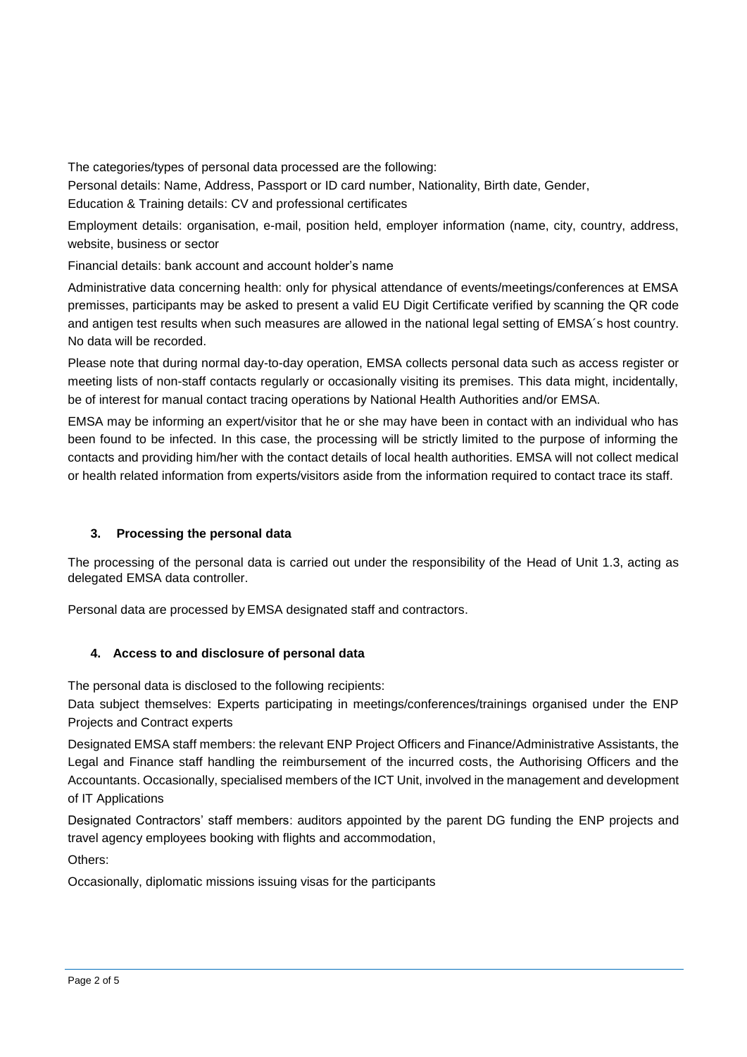The categories/types of personal data processed are the following:

Personal details: Name, Address, Passport or ID card number, Nationality, Birth date, Gender,

Education & Training details: CV and professional certificates

Employment details: organisation, e-mail, position held, employer information (name, city, country, address, website, business or sector

Financial details: bank account and account holder's name

Administrative data concerning health: only for physical attendance of events/meetings/conferences at EMSA premisses, participants may be asked to present a valid EU Digit Certificate verified by scanning the QR code and antigen test results when such measures are allowed in the national legal setting of EMSA´s host country. No data will be recorded.

Please note that during normal day-to-day operation, EMSA collects personal data such as access register or meeting lists of non-staff contacts regularly or occasionally visiting its premises. This data might, incidentally, be of interest for manual contact tracing operations by National Health Authorities and/or EMSA.

EMSA may be informing an expert/visitor that he or she may have been in contact with an individual who has been found to be infected. In this case, the processing will be strictly limited to the purpose of informing the contacts and providing him/her with the contact details of local health authorities. EMSA will not collect medical or health related information from experts/visitors aside from the information required to contact trace its staff.

### 3. Processing the personal data

The processing of the personal data is carried out under the responsibility of the Head of Unit 1.3, acting as delegated EMSA data controller.

Personal data are processed by EMSA designated staff and contractors.

### 4. Access to and disclosure of personal data

The personal data is disclosed to the following recipients:

Data subject themselves: Experts participating in meetings/conferences/trainings organised under the ENP Projects and Contract experts

Designated EMSA staff members: the relevant ENP Project Officers and Finance/Administrative Assistants, the Legal and Finance staff handling the reimbursement of the incurred costs, the Authorising Officers and the Accountants. Occasionally, specialised members of the ICT Unit, involved in the management and development of IT Applications

Designated Contractors' staff members: auditors appointed by the parent DG funding the ENP projects and travel agency employees booking with flights and accommodation,

Others:

Occasionally, diplomatic missions issuing visas for the participants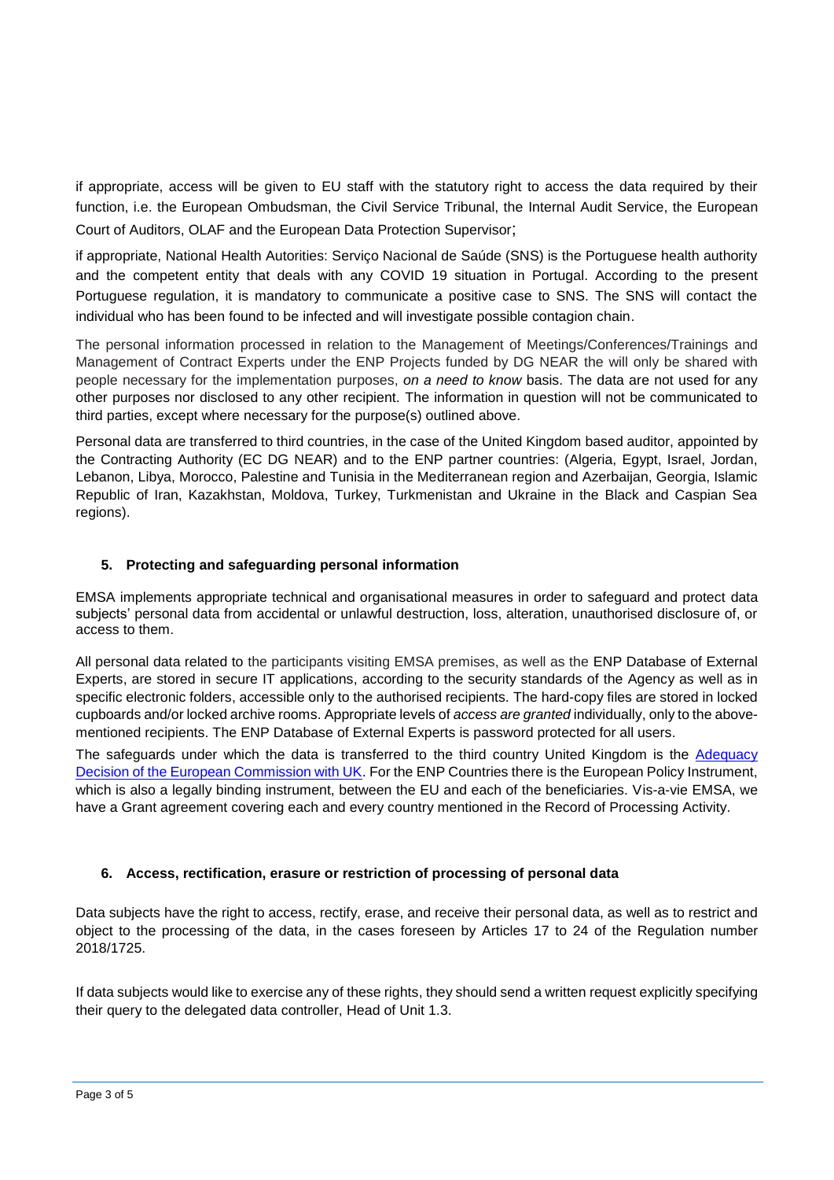if appropriate, access will be given to EU staff with the statutory right to access the data required by their function, i.e. the European Ombudsman, the Civil Service Tribunal, the Internal Audit Service, the European Court of Auditors, OLAF and the European Data Protection Supervisor;

if appropriate, National Health Autorities: Serviço Nacional de Saúde (SNS) is the Portuguese health authority and the competent entity that deals with any COVID 19 situation in Portugal. According to the present Portuguese regulation, it is mandatory to communicate a positive case to SNS. The SNS will contact the individual who has been found to be infected and will investigate possible contagion chain.

The personal information processed in relation to the Management of Meetings/Conferences/Trainings and Management of Contract Experts under the ENP Projects funded by DG NEAR the will only be shared with people necessary for the implementation purposes, *on a need to know* basis. The data are not used for any other purposes nor disclosed to any other recipient. The information in question will not be communicated to third parties, except where necessary for the purpose(s) outlined above.

Personal data are transferred to third countries, in the case of the United Kingdom based auditor, appointed by the Contracting Authority (EC DG NEAR) and to the ENP partner countries: (Algeria, Egypt, Israel, Jordan, Lebanon, Libya, Morocco, Palestine and Tunisia in the Mediterranean region and Azerbaijan, Georgia, Islamic Republic of Iran, Kazakhstan, Moldova, Turkey, Turkmenistan and Ukraine in the Black and Caspian Sea regions).

### 5. Protecting and safeguarding personal information

EMSA implements appropriate technical and organisational measures in order to safeguard and protect data subjects' personal data from accidental or unlawful destruction, loss, alteration, unauthorised disclosure of, or access to them.

All personal data related to the participants visiting EMSA premises, as well as the ENP Database of External Experts, are stored in secure IT applications, according to the security standards of the Agency as well as in specific electronic folders, accessible only to the authorised recipients. The hard-copy files are stored in locked cupboards and/or locked archive rooms. Appropriate levels of *access are granted* individually, only to the above-mentioned recipients. The ENP Database of External Experts is password protected for all users.

The safeguards under which the data is transferred to the third country United Kingdom is the [Adequacy Decision of the European Commission with UK](). For the ENP Countries there is the European Policy Instrument, which is also a legally binding instrument, between the EU and each of the beneficiaries. Vis-a-vie EMSA, we have a Grant agreement covering each and every country mentioned in the Record of Processing Activity.

### 6. Access, rectification, erasure or restriction of processing of personal data

Data subjects have the right to access, rectify, erase, and receive their personal data, as well as to restrict and object to the processing of the data, in the cases foreseen by Articles 17 to 24 of the Regulation number 2018/1725.

If data subjects would like to exercise any of these rights, they should send a written request explicitly specifying their query to the delegated data controller, Head of Unit 1.3.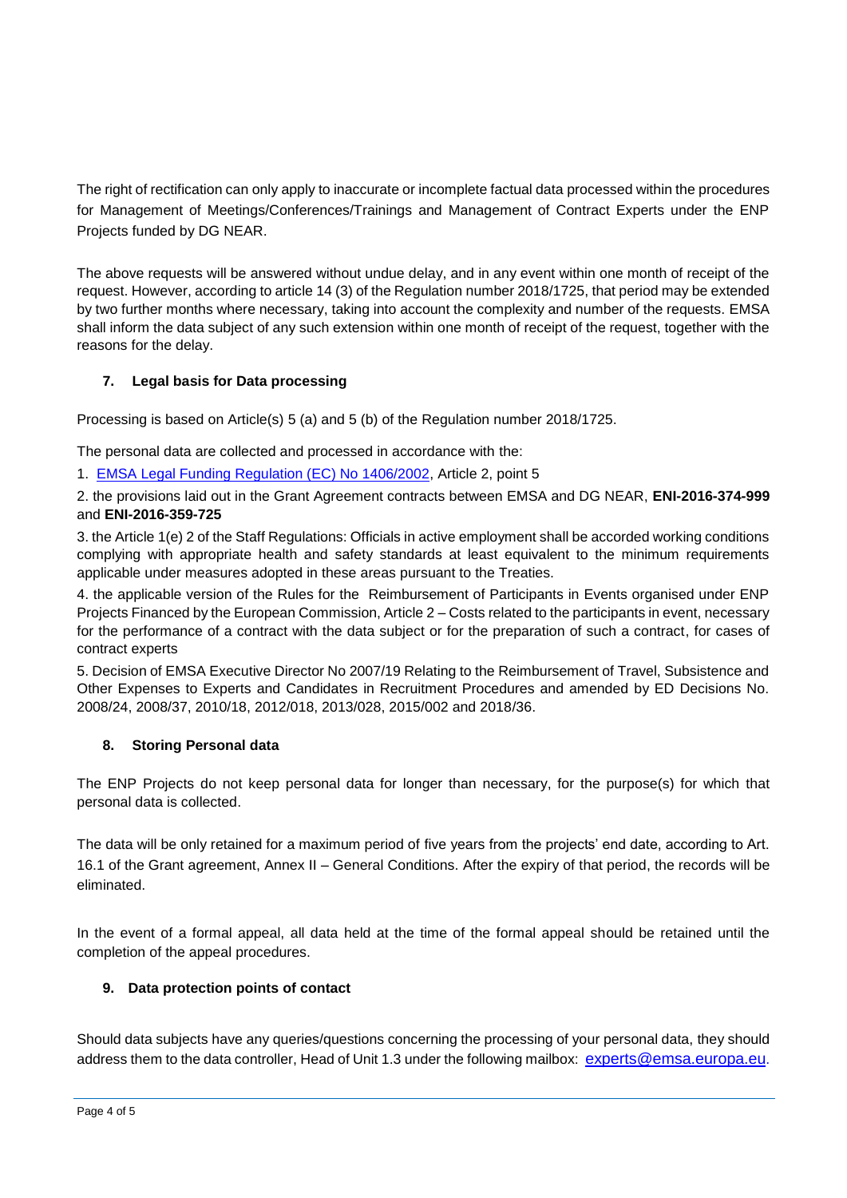The right of rectification can only apply to inaccurate or incomplete factual data processed within the procedures for Management of Meetings/Conferences/Trainings and Management of Contract Experts under the ENP Projects funded by DG NEAR.

The above requests will be answered without undue delay, and in any event within one month of receipt of the request. However, according to article 14 (3) of the Regulation number 2018/1725, that period may be extended by two further months where necessary, taking into account the complexity and number of the requests. EMSA shall inform the data subject of any such extension within one month of receipt of the request, together with the reasons for the delay.

## 7. Legal basis for Data processing

Processing is based on Article(s) 5 (a) and 5 (b) of the Regulation number 2018/1725.

The personal data are collected and processed in accordance with the:

1. EMSA Legal Funding Regulation (EC) No 1406/2002, Article 2, point 5

2. the provisions laid out in the Grant Agreement contracts between EMSA and DG NEAR, **ENI-2016-374-999** and **ENI-2016-359-725**

3. the Article 1(e) 2 of the Staff Regulations: Officials in active employment shall be accorded working conditions complying with appropriate health and safety standards at least equivalent to the minimum requirements applicable under measures adopted in these areas pursuant to the Treaties.

4. the applicable version of the Rules for the Reimbursement of Participants in Events organised under ENP Projects Financed by the European Commission, Article 2 – Costs related to the participants in event, necessary for the performance of a contract with the data subject or for the preparation of such a contract, for cases of contract experts

5. Decision of EMSA Executive Director No 2007/19 Relating to the Reimbursement of Travel, Subsistence and Other Expenses to Experts and Candidates in Recruitment Procedures and amended by ED Decisions No. 2008/24, 2008/37, 2010/18, 2012/018, 2013/028, 2015/002 and 2018/36.

## 8. Storing Personal data

The ENP Projects do not keep personal data for longer than necessary, for the purpose(s) for which that personal data is collected.

The data will be only retained for a maximum period of five years from the projects' end date, according to Art. 16.1 of the Grant agreement, Annex II – General Conditions. After the expiry of that period, the records will be eliminated.

In the event of a formal appeal, all data held at the time of the formal appeal should be retained until the completion of the appeal procedures.

## 9. Data protection points of contact

Should data subjects have any queries/questions concerning the processing of your personal data, they should address them to the data controller, Head of Unit 1.3 under the following mailbox: experts@emsa.europa.eu.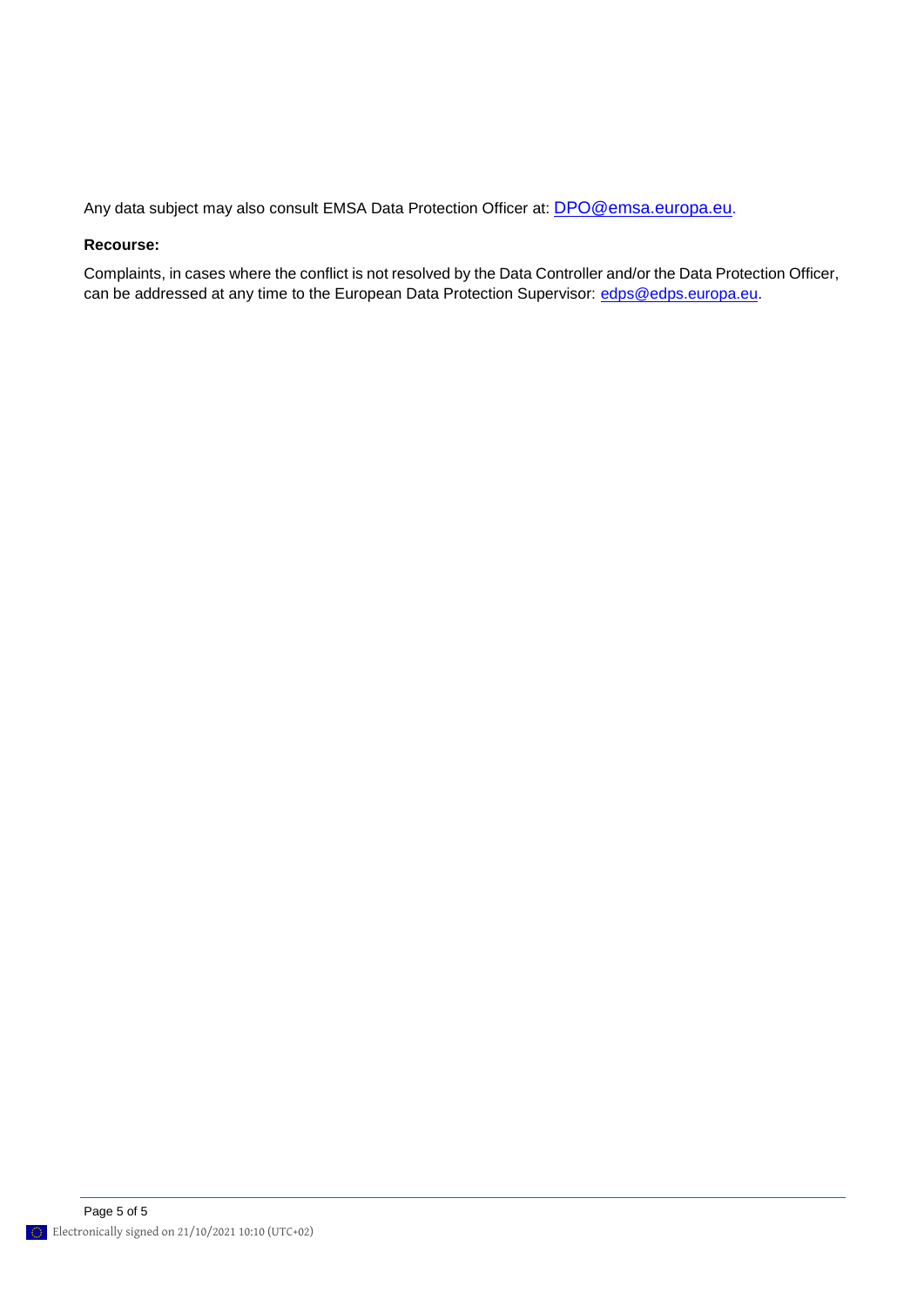Any data subject may also consult EMSA Data Protection Officer at: DPO@emsa.europa.eu.

**Recourse:**

Complaints, in cases where the conflict is not resolved by the Data Controller and/or the Data Protection Officer, can be addressed at any time to the European Data Protection Supervisor: edps@edps.europa.eu.

Electronically signed on 21/10/2021 10:10 (UTC+02)